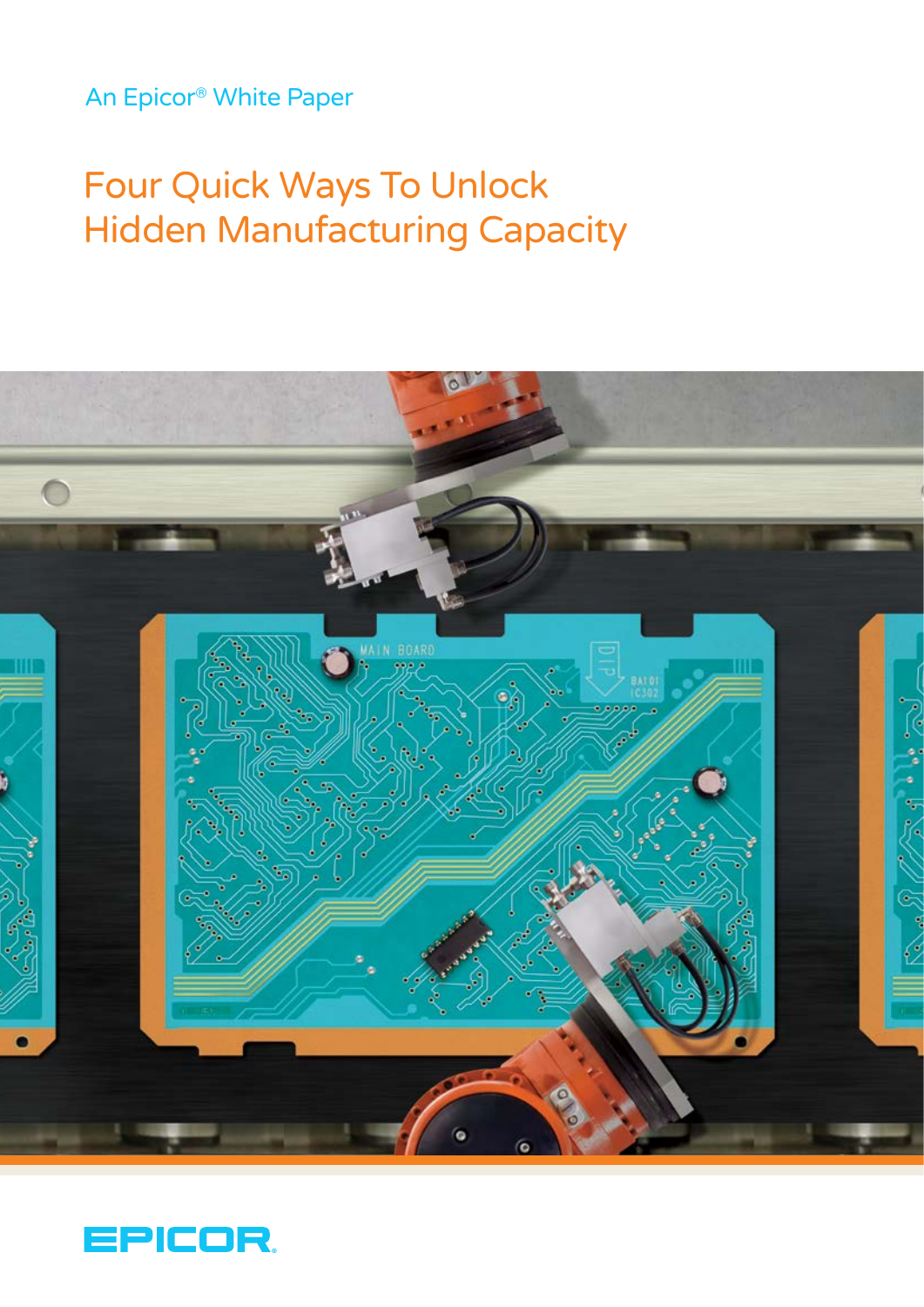An Epicor® White Paper

# Four Quick Ways To Unlock Hidden Manufacturing Capacity

EPICOR®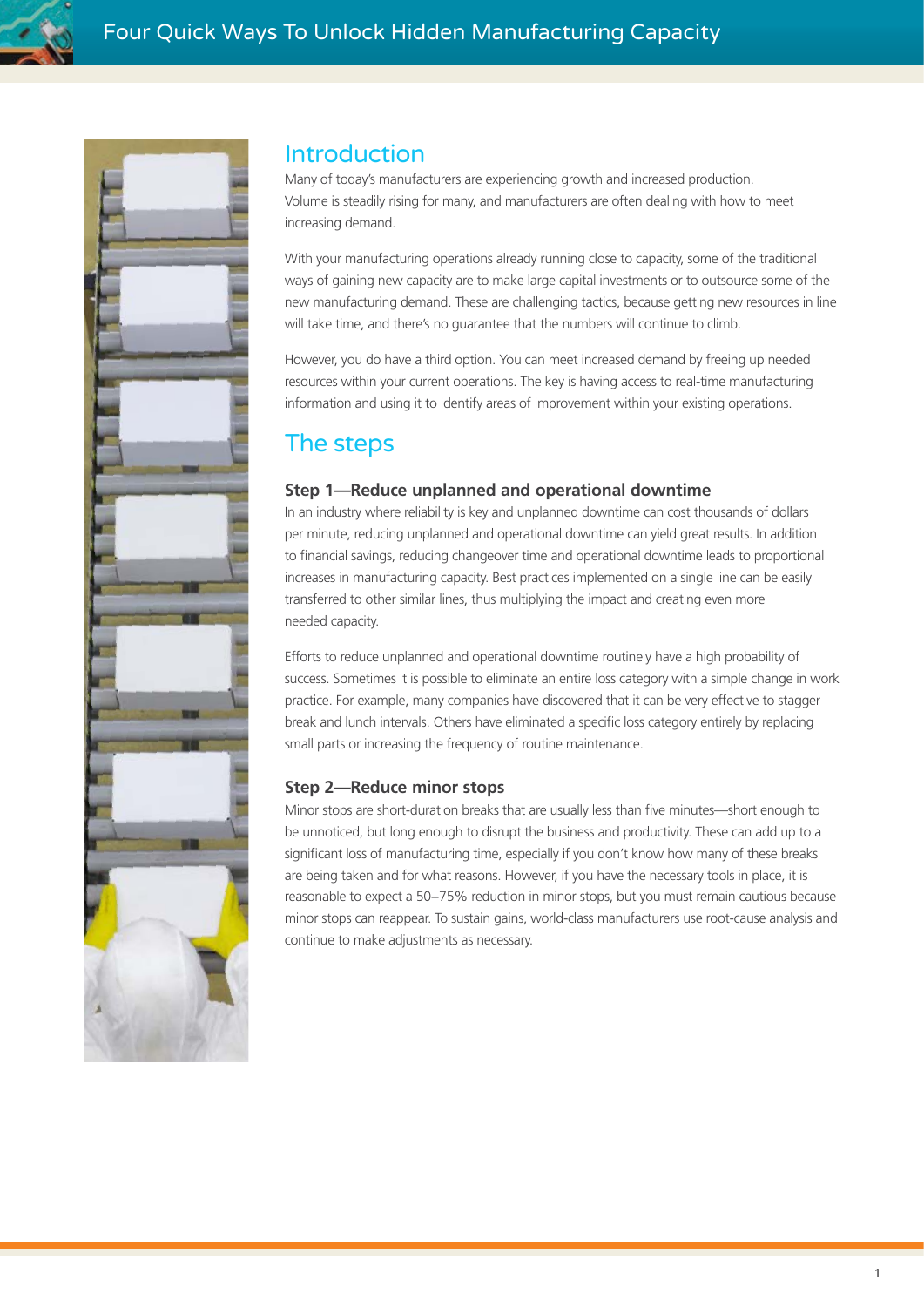## Introduction

Many of today's manufacturers are experiencing growth and increased production. Volume is steadily rising for many, and manufacturers are often dealing with how to meet increasing demand.

With your manufacturing operations already running close to capacity, some of the traditional ways of gaining new capacity are to make large capital investments or to outsource some of the new manufacturing demand. These are challenging tactics, because getting new resources in line will take time, and there's no guarantee that the numbers will continue to climb.

However, you do have a third option. You can meet increased demand by freeing up needed resources within your current operations. The key is having access to real-time manufacturing information and using it to identify areas of improvement within your existing operations.

## The steps

### Step 1—Reduce unplanned and operational downtime

In an industry where reliability is key and unplanned downtime can cost thousands of dollars per minute, reducing unplanned and operational downtime can yield great results. In addition to financial savings, reducing changeover time and operational downtime leads to proportional increases in manufacturing capacity. Best practices implemented on a single line can be easily transferred to other similar lines, thus multiplying the impact and creating even more needed capacity.

Efforts to reduce unplanned and operational downtime routinely have a high probability of success. Sometimes it is possible to eliminate an entire loss category with a simple change in work practice. For example, many companies have discovered that it can be very effective to stagger break and lunch intervals. Others have eliminated a specific loss category entirely by replacing small parts or increasing the frequency of routine maintenance.

### Step 2—Reduce minor stops

Minor stops are short-duration breaks that are usually less than five minutes—short enough to be unnoticed, but long enough to disrupt the business and productivity. These can add up to a significant loss of manufacturing time, especially if you don't know how many of these breaks are being taken and for what reasons. However, if you have the necessary tools in place, it is reasonable to expect a 50–75% reduction in minor stops, but you must remain cautious because minor stops can reappear. To sustain gains, world-class manufacturers use root-cause analysis and continue to make adjustments as necessary.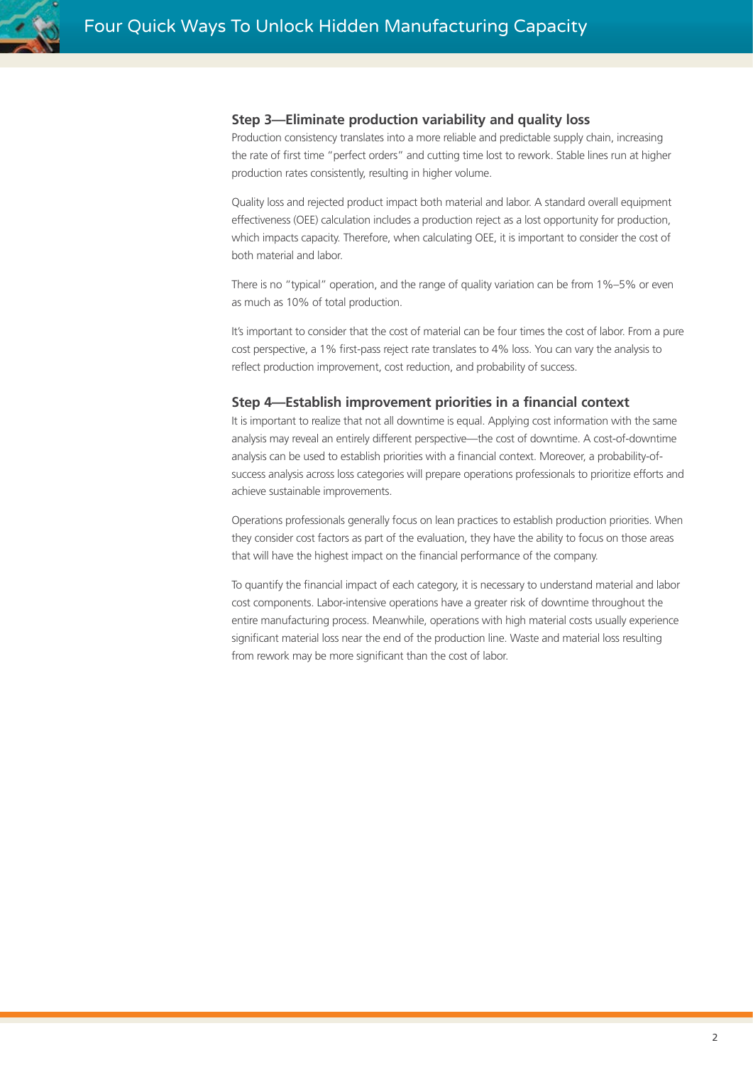### Step 3—Eliminate production variability and quality loss

Production consistency translates into a more reliable and predictable supply chain, increasing the rate of first time "perfect orders" and cutting time lost to rework. Stable lines run at higher production rates consistently, resulting in higher volume.

Quality loss and rejected product impact both material and labor. A standard overall equipment effectiveness (OEE) calculation includes a production reject as a lost opportunity for production, which impacts capacity. Therefore, when calculating OEE, it is important to consider the cost of both material and labor.

There is no "typical" operation, and the range of quality variation can be from 1%–5% or even as much as 10% of total production.

It's important to consider that the cost of material can be four times the cost of labor. From a pure cost perspective, a 1% first-pass reject rate translates to 4% loss. You can vary the analysis to reflect production improvement, cost reduction, and probability of success.

### Step 4—Establish improvement priorities in a financial context

It is important to realize that not all downtime is equal. Applying cost information with the same analysis may reveal an entirely different perspective—the cost of downtime. A cost-of-downtime analysis can be used to establish priorities with a financial context. Moreover, a probability-of-success analysis across loss categories will prepare operations professionals to prioritize efforts and achieve sustainable improvements.

Operations professionals generally focus on lean practices to establish production priorities. When they consider cost factors as part of the evaluation, they have the ability to focus on those areas that will have the highest impact on the financial performance of the company.

To quantify the financial impact of each category, it is necessary to understand material and labor cost components. Labor-intensive operations have a greater risk of downtime throughout the entire manufacturing process. Meanwhile, operations with high material costs usually experience significant material loss near the end of the production line. Waste and material loss resulting from rework may be more significant than the cost of labor.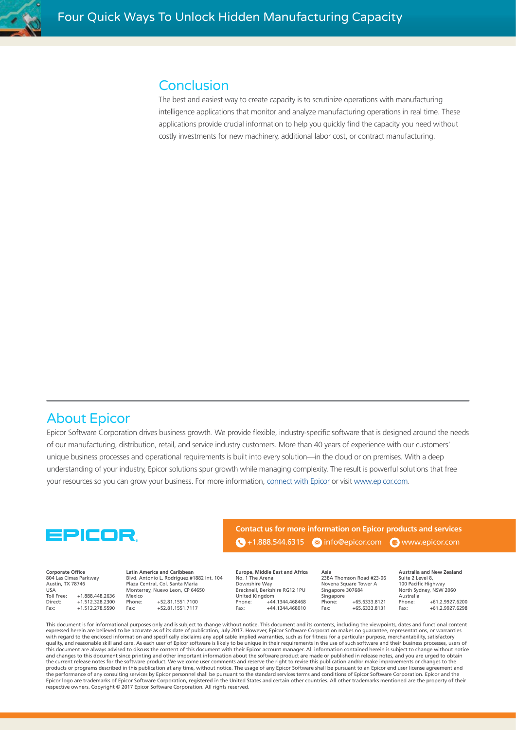## Conclusion

The best and easiest way to create capacity is to scrutinize operations with manufacturing intelligence applications that monitor and analyze manufacturing operations in real time. These applications provide crucial information to help you quickly find the capacity you need without costly investments for new machinery, additional labor cost, or contract manufacturing.

## About Epicor

Epicor Software Corporation drives business growth. We provide flexible, industry-specific software that is designed around the needs of our manufacturing, distribution, retail, and service industry customers. More than 40 years of experience with our customers' unique business processes and operational requirements is built into every solution—in the cloud or on premises. With a deep understanding of your industry, Epicor solutions spur growth while managing complexity. The result is powerful solutions that free your resources so you can grow your business. For more information, connect with Epicor or visit www.epicor.com.

EPICOR

**Contact us for more information on Epicor products and services**

+1.888.544.6315 info@epicor.com www.epicor.com

**Corporate Office**
804 Las Cimas Parkway
Austin, TX 78746
USA
Toll Free: +1.888.448.2636
Direct: +1.512.328.2300
Fax: +1.512.278.5590

**Latin America and Caribbean**
Blvd. Antonio L. Rodriguez #1882 Int. 104
Plaza Central, Col. Santa Maria
Monterrey, Nuevo Leon, CP 64650
Mexico
Phone: +52.81.1551.7100
Fax: +52.81.1551.7117

**Europe, Middle East and Africa**
No. 1 The Arena
Downshire Way
Bracknell, Berkshire RG12 1PU
United Kingdom
Phone: +44.1344.468468
Fax: +44.1344.468010

**Asia**
238A Thomson Road #23-06
Novena Square Tower A
Singapore 307684
Singapore
Phone: +65.6333.8121
Fax: +65.6333.8131

**Australia and New Zealand**
Suite 2 Level 8,
100 Pacific Highway
North Sydney, NSW 2060
Australia
Phone: +61.2.9927.6200
Fax: +61.2.9927.6298

This document is for informational purposes only and is subject to change without notice. This document and its contents, including the viewpoints, dates and functional content expressed herein are believed to be accurate as of its date of publication, July 2017. However, Epicor Software Corporation makes no guarantee, representations, or warranties with regard to the enclosed information and specifically disclaims any applicable implied warranties, such as for fitness for a particular purpose, merchantability, satisfactory quality, and reasonable skill and care. As each user of Epicor software is likely to be unique in their requirements in the use of such software and their business processes, users of this document are always advised to discuss the content of this document with their Epicor account manager. All information contained herein is subject to change without notice and changes to this document since printing and other important information about the software product are made or published in release notes, and you are urged to obtain the current release notes for the software product. We welcome user comments and reserve the right to revise this publication and/or make improvements or changes to the products or programs described in this publication at any time, without notice. The usage of any Epicor Software shall be pursuant to an Epicor end user license agreement and the performance of any consulting services by Epicor personnel shall be pursuant to the standard services terms and conditions of Epicor Software Corporation. Epicor and the Epicor logo are trademarks of Epicor Software Corporation, registered in the United States and certain other countries. All other trademarks mentioned are the property of their respective owners. Copyright © 2017 Epicor Software Corporation. All rights reserved.